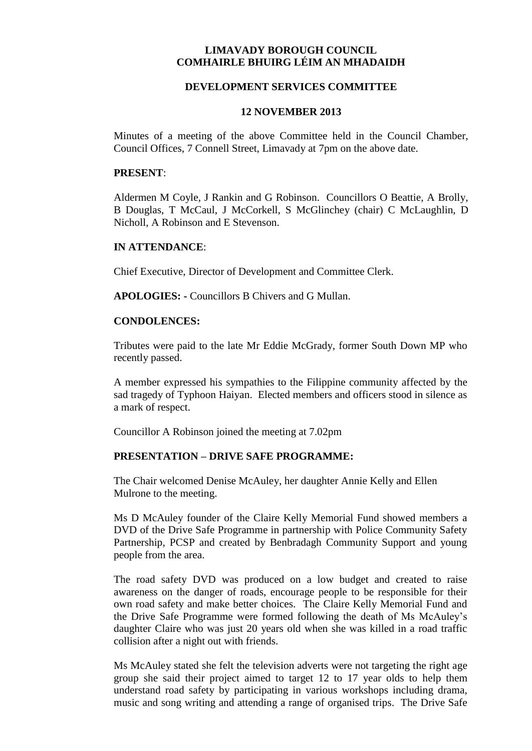# LIMAVADY BOROUGH COUNCIL
# COMHAIRLE BHUIRG LÉIM AN MHADAIDH

## DEVELOPMENT SERVICES COMMITTEE

## 12 NOVEMBER 2013

Minutes of a meeting of the above Committee held in the Council Chamber, Council Offices, 7 Connell Street, Limavady at 7pm on the above date.

**PRESENT**:

Aldermen M Coyle, J Rankin and G Robinson. Councillors O Beattie, A Brolly, B Douglas, T McCaul, J McCorkell, S McGlinchey (chair) C McLaughlin, D Nicholl, A Robinson and E Stevenson.

**IN ATTENDANCE**:

Chief Executive, Director of Development and Committee Clerk.

**APOLOGIES: -** Councillors B Chivers and G Mullan.

**CONDOLENCES:**

Tributes were paid to the late Mr Eddie McGrady, former South Down MP who recently passed.

A member expressed his sympathies to the Filippine community affected by the sad tragedy of Typhoon Haiyan. Elected members and officers stood in silence as a mark of respect.

Councillor A Robinson joined the meeting at 7.02pm

**PRESENTATION – DRIVE SAFE PROGRAMME:**

The Chair welcomed Denise McAuley, her daughter Annie Kelly and Ellen Mulrone to the meeting.

Ms D McAuley founder of the Claire Kelly Memorial Fund showed members a DVD of the Drive Safe Programme in partnership with Police Community Safety Partnership, PCSP and created by Benbradagh Community Support and young people from the area.

The road safety DVD was produced on a low budget and created to raise awareness on the danger of roads, encourage people to be responsible for their own road safety and make better choices. The Claire Kelly Memorial Fund and the Drive Safe Programme were formed following the death of Ms McAuley's daughter Claire who was just 20 years old when she was killed in a road traffic collision after a night out with friends.

Ms McAuley stated she felt the television adverts were not targeting the right age group she said their project aimed to target 12 to 17 year olds to help them understand road safety by participating in various workshops including drama, music and song writing and attending a range of organised trips. The Drive Safe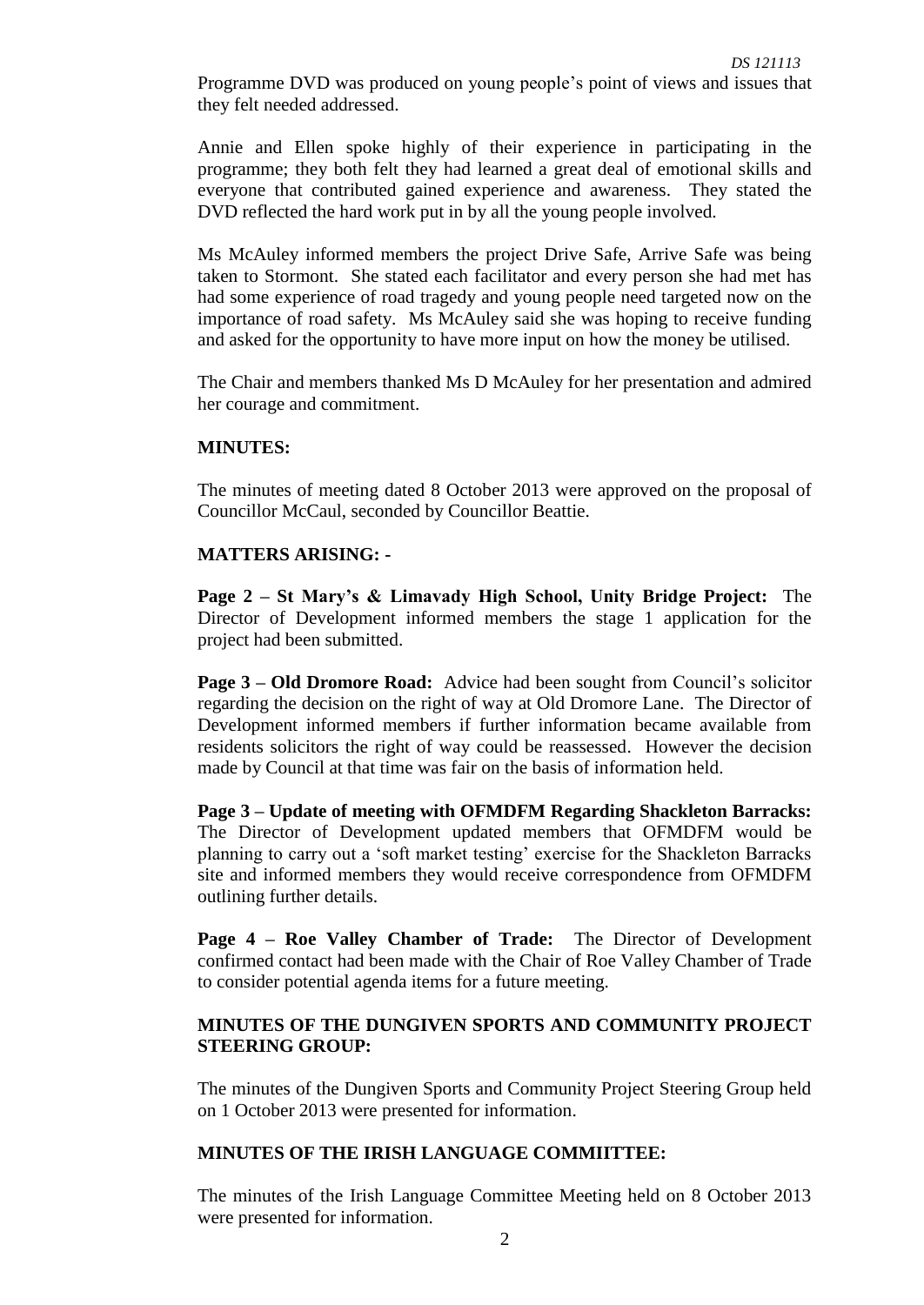Programme DVD was produced on young people's point of views and issues that they felt needed addressed.

Annie and Ellen spoke highly of their experience in participating in the programme; they both felt they had learned a great deal of emotional skills and everyone that contributed gained experience and awareness. They stated the DVD reflected the hard work put in by all the young people involved.

Ms McAuley informed members the project Drive Safe, Arrive Safe was being taken to Stormont. She stated each facilitator and every person she had met has had some experience of road tragedy and young people need targeted now on the importance of road safety. Ms McAuley said she was hoping to receive funding and asked for the opportunity to have more input on how the money be utilised.

The Chair and members thanked Ms D McAuley for her presentation and admired her courage and commitment.

**MINUTES:**

The minutes of meeting dated 8 October 2013 were approved on the proposal of Councillor McCaul, seconded by Councillor Beattie.

**MATTERS ARISING: -**

**Page 2 – St Mary's & Limavady High School, Unity Bridge Project:** The Director of Development informed members the stage 1 application for the project had been submitted.

**Page 3 – Old Dromore Road:** Advice had been sought from Council's solicitor regarding the decision on the right of way at Old Dromore Lane. The Director of Development informed members if further information became available from residents solicitors the right of way could be reassessed. However the decision made by Council at that time was fair on the basis of information held.

**Page 3 – Update of meeting with OFMDFM Regarding Shackleton Barracks:** The Director of Development updated members that OFMDFM would be planning to carry out a 'soft market testing' exercise for the Shackleton Barracks site and informed members they would receive correspondence from OFMDFM outlining further details.

**Page 4 – Roe Valley Chamber of Trade:** The Director of Development confirmed contact had been made with the Chair of Roe Valley Chamber of Trade to consider potential agenda items for a future meeting.

**MINUTES OF THE DUNGIVEN SPORTS AND COMMUNITY PROJECT STEERING GROUP:**

The minutes of the Dungiven Sports and Community Project Steering Group held on 1 October 2013 were presented for information.

**MINUTES OF THE IRISH LANGUAGE COMMIITTEE:**

The minutes of the Irish Language Committee Meeting held on 8 October 2013 were presented for information.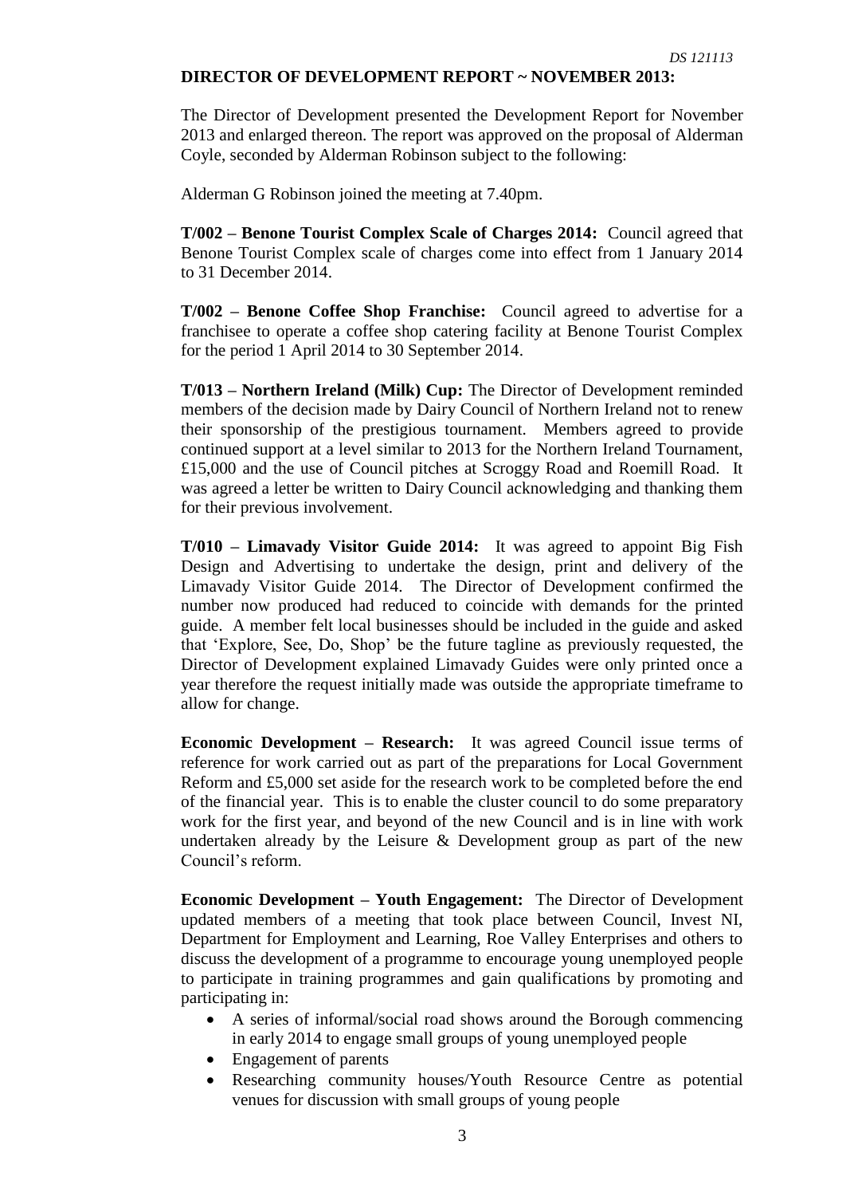## DIRECTOR OF DEVELOPMENT REPORT ~ NOVEMBER 2013:

The Director of Development presented the Development Report for November 2013 and enlarged thereon. The report was approved on the proposal of Alderman Coyle, seconded by Alderman Robinson subject to the following:

Alderman G Robinson joined the meeting at 7.40pm.

**T/002 – Benone Tourist Complex Scale of Charges 2014:** Council agreed that Benone Tourist Complex scale of charges come into effect from 1 January 2014 to 31 December 2014.

**T/002 – Benone Coffee Shop Franchise:** Council agreed to advertise for a franchisee to operate a coffee shop catering facility at Benone Tourist Complex for the period 1 April 2014 to 30 September 2014.

**T/013 – Northern Ireland (Milk) Cup:** The Director of Development reminded members of the decision made by Dairy Council of Northern Ireland not to renew their sponsorship of the prestigious tournament. Members agreed to provide continued support at a level similar to 2013 for the Northern Ireland Tournament, £15,000 and the use of Council pitches at Scroggy Road and Roemill Road. It was agreed a letter be written to Dairy Council acknowledging and thanking them for their previous involvement.

**T/010 – Limavady Visitor Guide 2014:** It was agreed to appoint Big Fish Design and Advertising to undertake the design, print and delivery of the Limavady Visitor Guide 2014. The Director of Development confirmed the number now produced had reduced to coincide with demands for the printed guide. A member felt local businesses should be included in the guide and asked that 'Explore, See, Do, Shop' be the future tagline as previously requested, the Director of Development explained Limavady Guides were only printed once a year therefore the request initially made was outside the appropriate timeframe to allow for change.

**Economic Development – Research:** It was agreed Council issue terms of reference for work carried out as part of the preparations for Local Government Reform and £5,000 set aside for the research work to be completed before the end of the financial year. This is to enable the cluster council to do some preparatory work for the first year, and beyond of the new Council and is in line with work undertaken already by the Leisure & Development group as part of the new Council's reform.

**Economic Development – Youth Engagement:** The Director of Development updated members of a meeting that took place between Council, Invest NI, Department for Employment and Learning, Roe Valley Enterprises and others to discuss the development of a programme to encourage young unemployed people to participate in training programmes and gain qualifications by promoting and participating in:

- A series of informal/social road shows around the Borough commencing in early 2014 to engage small groups of young unemployed people
- Engagement of parents
- Researching community houses/Youth Resource Centre as potential venues for discussion with small groups of young people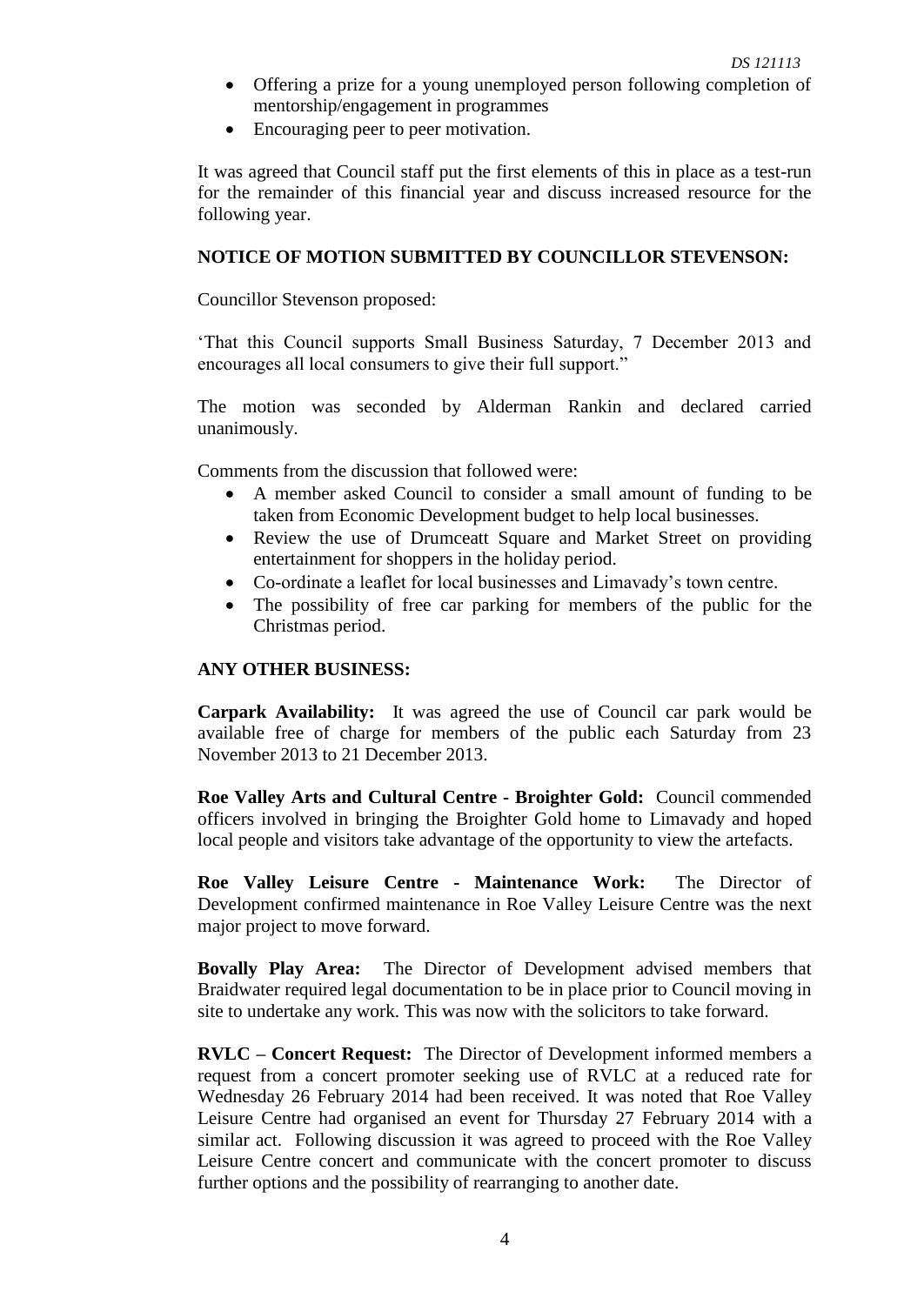- Offering a prize for a young unemployed person following completion of mentorship/engagement in programmes
- Encouraging peer to peer motivation.

It was agreed that Council staff put the first elements of this in place as a test-run for the remainder of this financial year and discuss increased resource for the following year.

**NOTICE OF MOTION SUBMITTED BY COUNCILLOR STEVENSON:**

Councillor Stevenson proposed:

'That this Council supports Small Business Saturday, 7 December 2013 and encourages all local consumers to give their full support."

The motion was seconded by Alderman Rankin and declared carried unanimously.

Comments from the discussion that followed were:

- A member asked Council to consider a small amount of funding to be taken from Economic Development budget to help local businesses.
- Review the use of Drumceatt Square and Market Street on providing entertainment for shoppers in the holiday period.
- Co-ordinate a leaflet for local businesses and Limavady's town centre.
- The possibility of free car parking for members of the public for the Christmas period.

**ANY OTHER BUSINESS:**

**Carpark Availability:** It was agreed the use of Council car park would be available free of charge for members of the public each Saturday from 23 November 2013 to 21 December 2013.

**Roe Valley Arts and Cultural Centre - Broighter Gold:** Council commended officers involved in bringing the Broighter Gold home to Limavady and hoped local people and visitors take advantage of the opportunity to view the artefacts.

**Roe Valley Leisure Centre - Maintenance Work:** The Director of Development confirmed maintenance in Roe Valley Leisure Centre was the next major project to move forward.

**Bovally Play Area:** The Director of Development advised members that Braidwater required legal documentation to be in place prior to Council moving in site to undertake any work. This was now with the solicitors to take forward.

**RVLC – Concert Request:** The Director of Development informed members a request from a concert promoter seeking use of RVLC at a reduced rate for Wednesday 26 February 2014 had been received. It was noted that Roe Valley Leisure Centre had organised an event for Thursday 27 February 2014 with a similar act. Following discussion it was agreed to proceed with the Roe Valley Leisure Centre concert and communicate with the concert promoter to discuss further options and the possibility of rearranging to another date.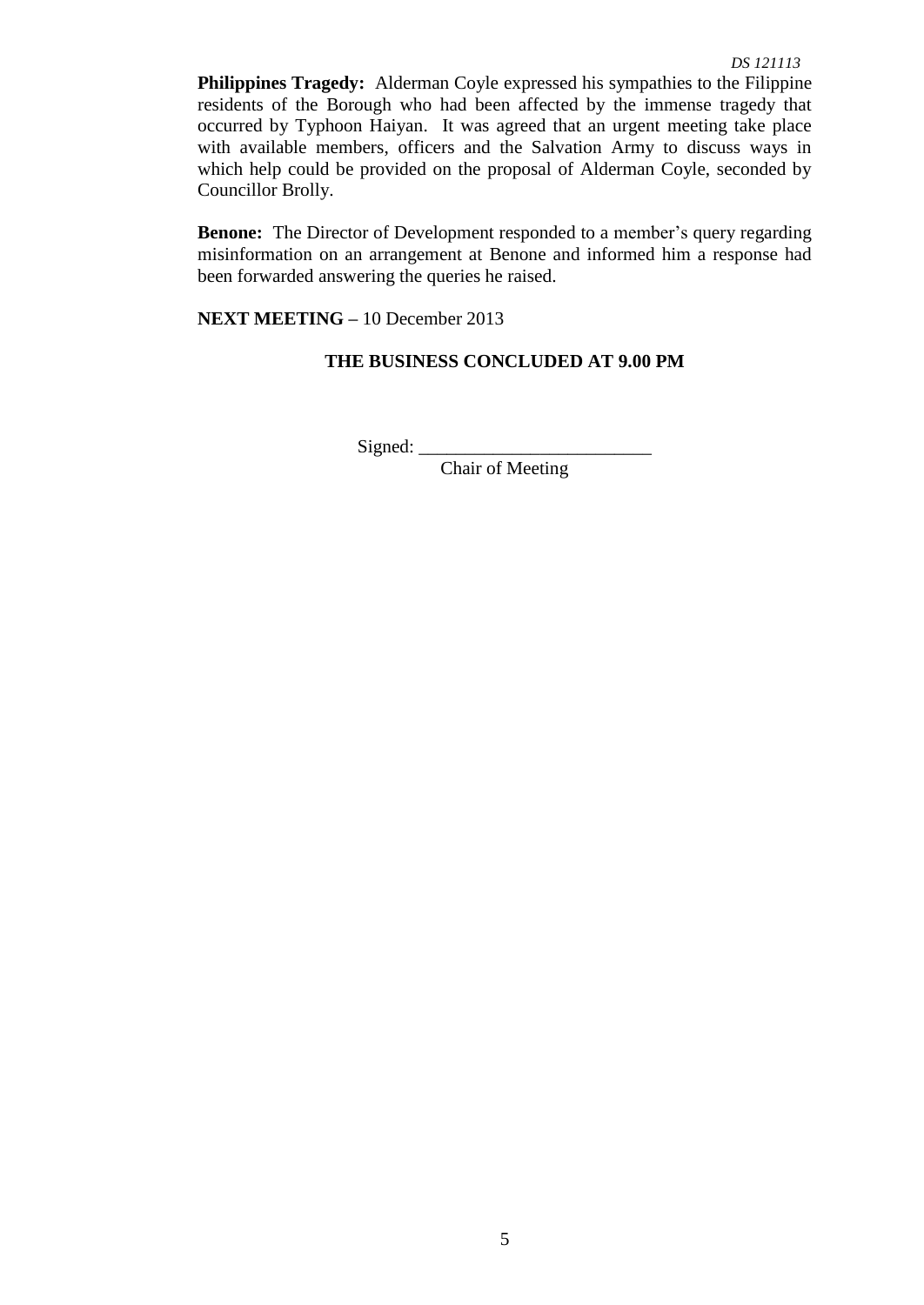**Philippines Tragedy:** Alderman Coyle expressed his sympathies to the Filippine residents of the Borough who had been affected by the immense tragedy that occurred by Typhoon Haiyan. It was agreed that an urgent meeting take place with available members, officers and the Salvation Army to discuss ways in which help could be provided on the proposal of Alderman Coyle, seconded by Councillor Brolly.

**Benone:** The Director of Development responded to a member's query regarding misinformation on an arrangement at Benone and informed him a response had been forwarded answering the queries he raised.

**NEXT MEETING –** 10 December 2013

**THE BUSINESS CONCLUDED AT 9.00 PM**

Signed: \_\_\_\_\_\_\_\_\_\_\_\_\_\_\_\_\_\_\_\_\_\_\_\_\_\_

Chair of Meeting